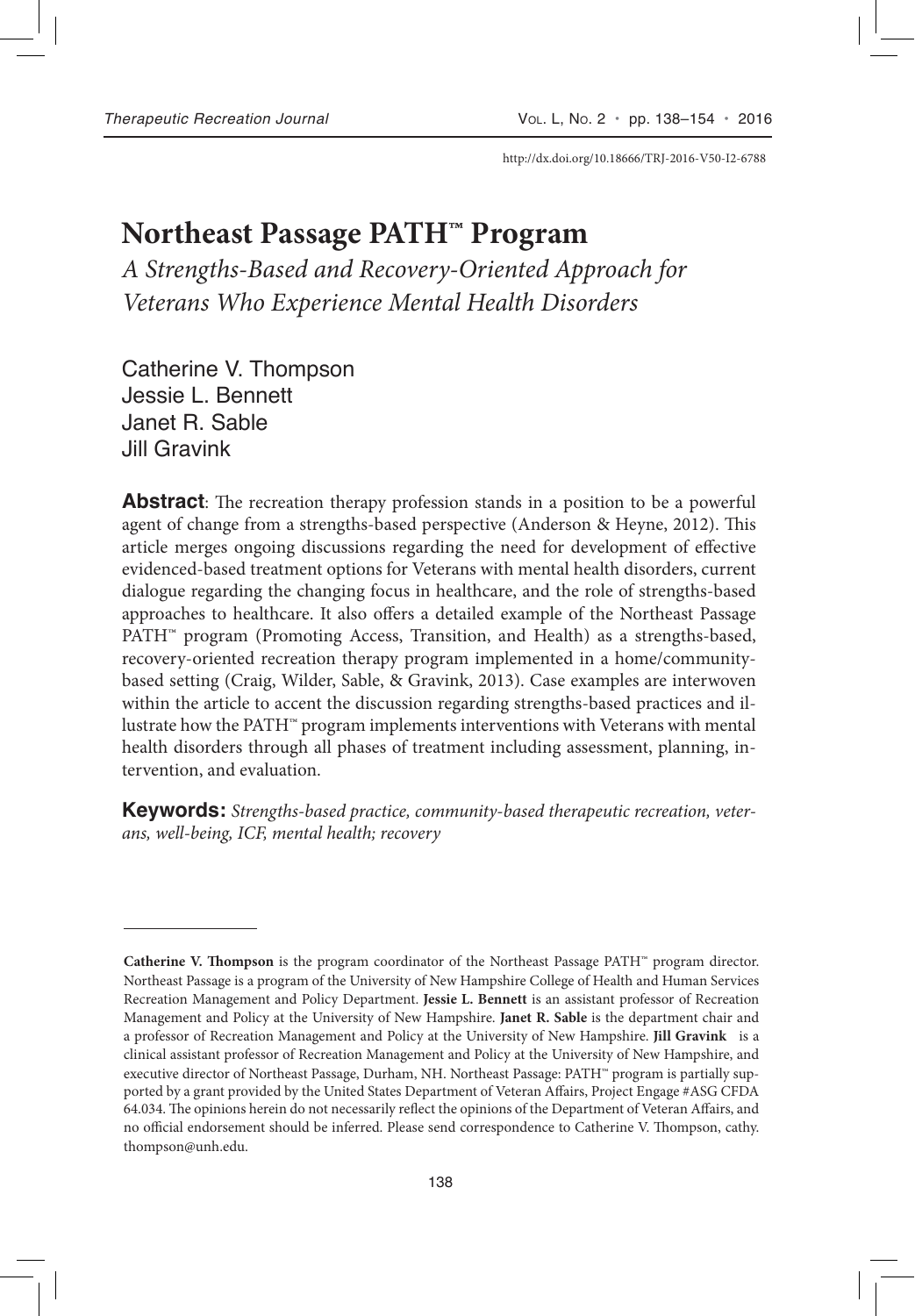http://dx.doi.org/10.18666/TRJ-2016-V50-I2-6788

# Northeast Passage PATH™ Program

*A Strengths-Based and Recovery-Oriented Approach for Veterans Who Experience Mental Health Disorders*

Catherine V. Thompson
Jessie L. Bennett
Janet R. Sable
Jill Gravink

**Abstract**: The recreation therapy profession stands in a position to be a powerful agent of change from a strengths-based perspective (Anderson & Heyne, 2012). This article merges ongoing discussions regarding the need for development of effective evidenced-based treatment options for Veterans with mental health disorders, current dialogue regarding the changing focus in healthcare, and the role of strengths-based approaches to healthcare. It also offers a detailed example of the Northeast Passage PATH™ program (Promoting Access, Transition, and Health) as a strengths-based, recovery-oriented recreation therapy program implemented in a home/community-based setting (Craig, Wilder, Sable, & Gravink, 2013). Case examples are interwoven within the article to accent the discussion regarding strengths-based practices and illustrate how the PATH™ program implements interventions with Veterans with mental health disorders through all phases of treatment including assessment, planning, intervention, and evaluation.

**Keywords:** *Strengths-based practice, community-based therapeutic recreation, veterans, well-being, ICF, mental health; recovery*

---

**Catherine V. Thompson** is the program coordinator of the Northeast Passage PATH™ program director. Northeast Passage is a program of the University of New Hampshire College of Health and Human Services Recreation Management and Policy Department. **Jessie L. Bennett** is an assistant professor of Recreation Management and Policy at the University of New Hampshire. **Janet R. Sable** is the department chair and a professor of Recreation Management and Policy at the University of New Hampshire. **Jill Gravink** is a clinical assistant professor of Recreation Management and Policy at the University of New Hampshire, and executive director of Northeast Passage, Durham, NH. Northeast Passage: PATH™ program is partially supported by a grant provided by the United States Department of Veteran Affairs, Project Engage #ASG CFDA 64.034. The opinions herein do not necessarily reflect the opinions of the Department of Veteran Affairs, and no official endorsement should be inferred. Please send correspondence to Catherine V. Thompson, cathy.thompson@unh.edu.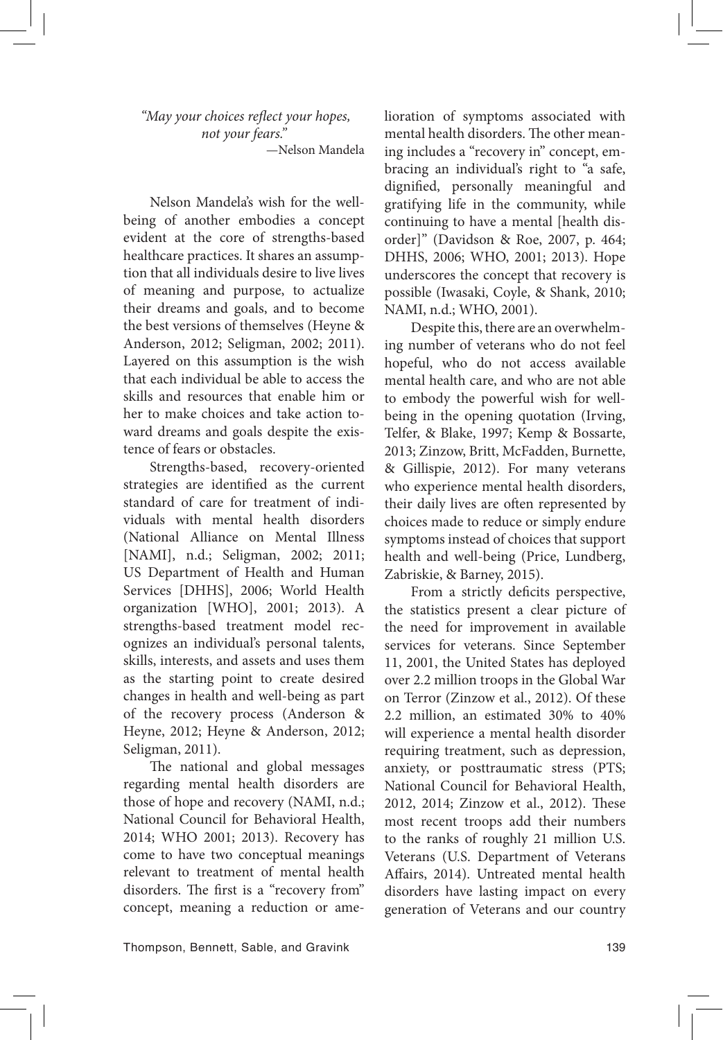*"May your choices reflect your hopes, not your fears."*
—Nelson Mandela

Nelson Mandela's wish for the well-being of another embodies a concept evident at the core of strengths-based healthcare practices. It shares an assumption that all individuals desire to live lives of meaning and purpose, to actualize their dreams and goals, and to become the best versions of themselves (Heyne & Anderson, 2012; Seligman, 2002; 2011). Layered on this assumption is the wish that each individual be able to access the skills and resources that enable him or her to make choices and take action toward dreams and goals despite the existence of fears or obstacles.

Strengths-based, recovery-oriented strategies are identified as the current standard of care for treatment of individuals with mental health disorders (National Alliance on Mental Illness [NAMI], n.d.; Seligman, 2002; 2011; US Department of Health and Human Services [DHHS], 2006; World Health organization [WHO], 2001; 2013). A strengths-based treatment model recognizes an individual's personal talents, skills, interests, and assets and uses them as the starting point to create desired changes in health and well-being as part of the recovery process (Anderson & Heyne, 2012; Heyne & Anderson, 2012; Seligman, 2011).

The national and global messages regarding mental health disorders are those of hope and recovery (NAMI, n.d.; National Council for Behavioral Health, 2014; WHO 2001; 2013). Recovery has come to have two conceptual meanings relevant to treatment of mental health disorders. The first is a "recovery from" concept, meaning a reduction or amelioration of symptoms associated with mental health disorders. The other meaning includes a "recovery in" concept, embracing an individual's right to "a safe, dignified, personally meaningful and gratifying life in the community, while continuing to have a mental [health disorder]" (Davidson & Roe, 2007, p. 464; DHHS, 2006; WHO, 2001; 2013). Hope underscores the concept that recovery is possible (Iwasaki, Coyle, & Shank, 2010; NAMI, n.d.; WHO, 2001).

Despite this, there are an overwhelming number of veterans who do not feel hopeful, who do not access available mental health care, and who are not able to embody the powerful wish for well-being in the opening quotation (Irving, Telfer, & Blake, 1997; Kemp & Bossarte, 2013; Zinzow, Britt, McFadden, Burnette, & Gillispie, 2012). For many veterans who experience mental health disorders, their daily lives are often represented by choices made to reduce or simply endure symptoms instead of choices that support health and well-being (Price, Lundberg, Zabriskie, & Barney, 2015).

From a strictly deficits perspective, the statistics present a clear picture of the need for improvement in available services for veterans. Since September 11, 2001, the United States has deployed over 2.2 million troops in the Global War on Terror (Zinzow et al., 2012). Of these 2.2 million, an estimated 30% to 40% will experience a mental health disorder requiring treatment, such as depression, anxiety, or posttraumatic stress (PTS; National Council for Behavioral Health, 2012, 2014; Zinzow et al., 2012). These most recent troops add their numbers to the ranks of roughly 21 million U.S. Veterans (U.S. Department of Veterans Affairs, 2014). Untreated mental health disorders have lasting impact on every generation of Veterans and our country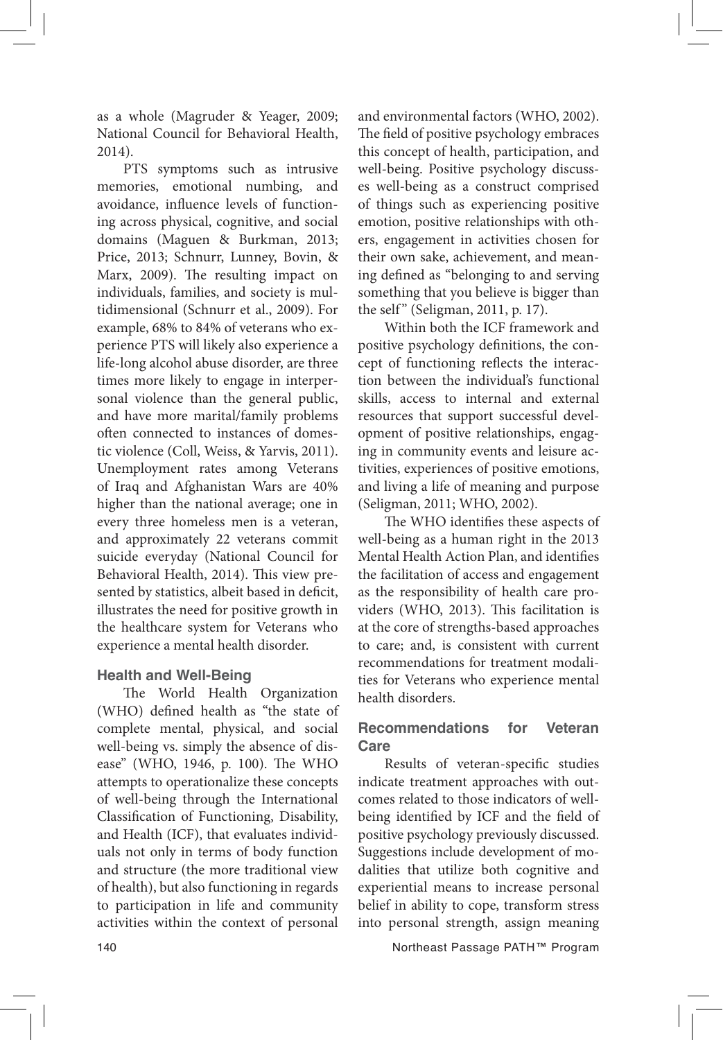as a whole (Magruder & Yeager, 2009; National Council for Behavioral Health, 2014).

PTS symptoms such as intrusive memories, emotional numbing, and avoidance, influence levels of functioning across physical, cognitive, and social domains (Maguen & Burkman, 2013; Price, 2013; Schnurr, Lunney, Bovin, & Marx, 2009). The resulting impact on individuals, families, and society is multidimensional (Schnurr et al., 2009). For example, 68% to 84% of veterans who experience PTS will likely also experience a life-long alcohol abuse disorder, are three times more likely to engage in interpersonal violence than the general public, and have more marital/family problems often connected to instances of domestic violence (Coll, Weiss, & Yarvis, 2011). Unemployment rates among Veterans of Iraq and Afghanistan Wars are 40% higher than the national average; one in every three homeless men is a veteran, and approximately 22 veterans commit suicide everyday (National Council for Behavioral Health, 2014). This view presented by statistics, albeit based in deficit, illustrates the need for positive growth in the healthcare system for Veterans who experience a mental health disorder.

## Health and Well-Being

The World Health Organization (WHO) defined health as "the state of complete mental, physical, and social well-being vs. simply the absence of disease" (WHO, 1946, p. 100). The WHO attempts to operationalize these concepts of well-being through the International Classification of Functioning, Disability, and Health (ICF), that evaluates individuals not only in terms of body function and structure (the more traditional view of health), but also functioning in regards to participation in life and community activities within the context of personal and environmental factors (WHO, 2002). The field of positive psychology embraces this concept of health, participation, and well-being. Positive psychology discusses well-being as a construct comprised of things such as experiencing positive emotion, positive relationships with others, engagement in activities chosen for their own sake, achievement, and meaning defined as "belonging to and serving something that you believe is bigger than the self" (Seligman, 2011, p. 17).

Within both the ICF framework and positive psychology definitions, the concept of functioning reflects the interaction between the individual's functional skills, access to internal and external resources that support successful development of positive relationships, engaging in community events and leisure activities, experiences of positive emotions, and living a life of meaning and purpose (Seligman, 2011; WHO, 2002).

The WHO identifies these aspects of well-being as a human right in the 2013 Mental Health Action Plan, and identifies the facilitation of access and engagement as the responsibility of health care providers (WHO, 2013). This facilitation is at the core of strengths-based approaches to care; and, is consistent with current recommendations for treatment modalities for Veterans who experience mental health disorders.

## Recommendations for Veteran Care

Results of veteran-specific studies indicate treatment approaches with outcomes related to those indicators of well-being identified by ICF and the field of positive psychology previously discussed. Suggestions include development of modalities that utilize both cognitive and experiential means to increase personal belief in ability to cope, transform stress into personal strength, assign meaning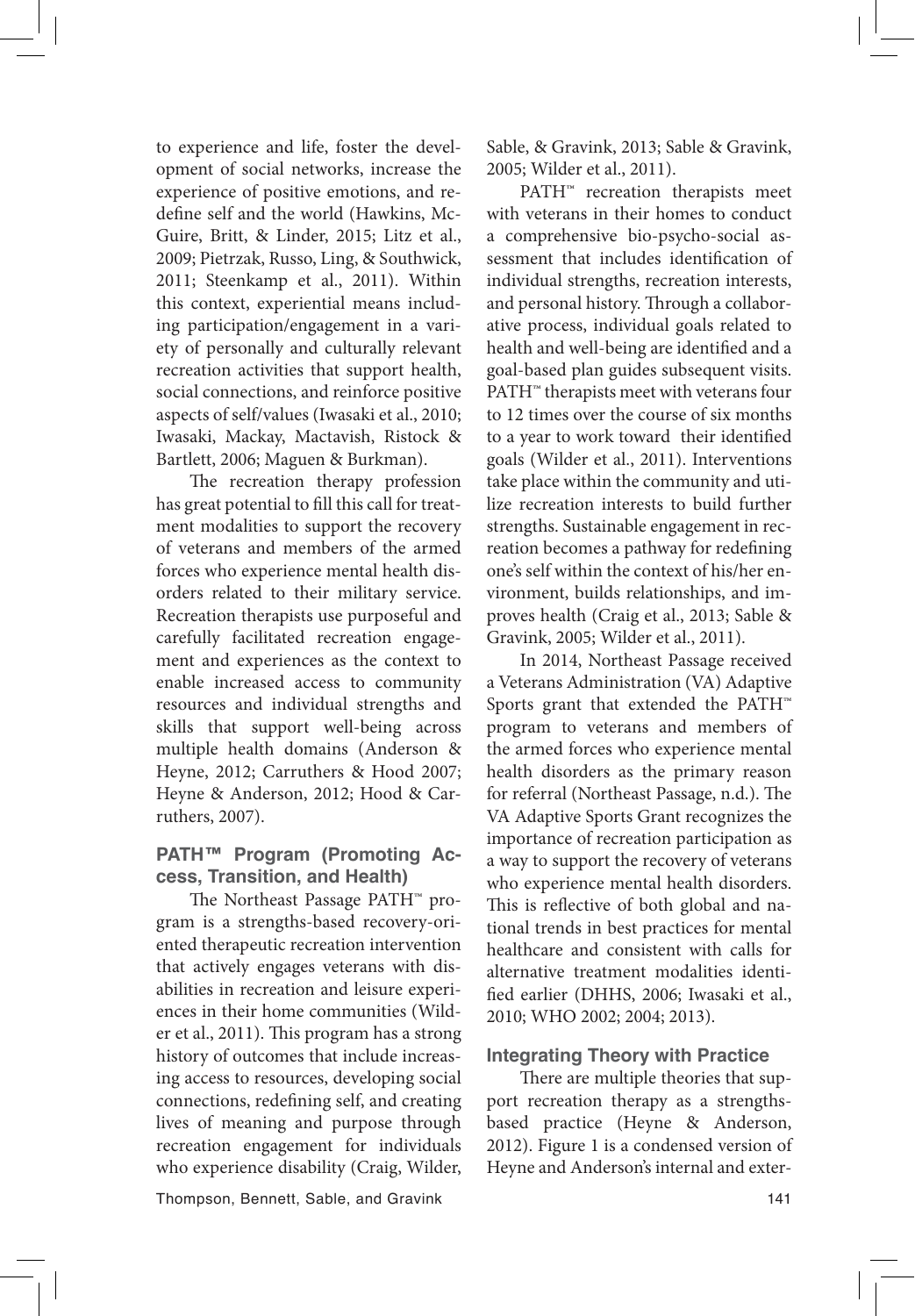to experience and life, foster the development of social networks, increase the experience of positive emotions, and redefine self and the world (Hawkins, McGuire, Britt, & Linder, 2015; Litz et al., 2009; Pietrzak, Russo, Ling, & Southwick, 2011; Steenkamp et al., 2011). Within this context, experiential means including participation/engagement in a variety of personally and culturally relevant recreation activities that support health, social connections, and reinforce positive aspects of self/values (Iwasaki et al., 2010; Iwasaki, Mackay, Mactavish, Ristock & Bartlett, 2006; Maguen & Burkman).

The recreation therapy profession has great potential to fill this call for treatment modalities to support the recovery of veterans and members of the armed forces who experience mental health disorders related to their military service. Recreation therapists use purposeful and carefully facilitated recreation engagement and experiences as the context to enable increased access to community resources and individual strengths and skills that support well-being across multiple health domains (Anderson & Heyne, 2012; Carruthers & Hood 2007; Heyne & Anderson, 2012; Hood & Carruthers, 2007).

## PATH™ Program (Promoting Access, Transition, and Health)

The Northeast Passage PATH™ program is a strengths-based recovery-oriented therapeutic recreation intervention that actively engages veterans with disabilities in recreation and leisure experiences in their home communities (Wilder et al., 2011). This program has a strong history of outcomes that include increasing access to resources, developing social connections, redefining self, and creating lives of meaning and purpose through recreation engagement for individuals who experience disability (Craig, Wilder, Sable, & Gravink, 2013; Sable & Gravink, 2005; Wilder et al., 2011).

PATH™ recreation therapists meet with veterans in their homes to conduct a comprehensive bio-psycho-social assessment that includes identification of individual strengths, recreation interests, and personal history. Through a collaborative process, individual goals related to health and well-being are identified and a goal-based plan guides subsequent visits. PATH™ therapists meet with veterans four to 12 times over the course of six months to a year to work toward their identified goals (Wilder et al., 2011). Interventions take place within the community and utilize recreation interests to build further strengths. Sustainable engagement in recreation becomes a pathway for redefining one's self within the context of his/her environment, builds relationships, and improves health (Craig et al., 2013; Sable & Gravink, 2005; Wilder et al., 2011).

In 2014, Northeast Passage received a Veterans Administration (VA) Adaptive Sports grant that extended the PATH™ program to veterans and members of the armed forces who experience mental health disorders as the primary reason for referral (Northeast Passage, n.d.). The VA Adaptive Sports Grant recognizes the importance of recreation participation as a way to support the recovery of veterans who experience mental health disorders. This is reflective of both global and national trends in best practices for mental healthcare and consistent with calls for alternative treatment modalities identified earlier (DHHS, 2006; Iwasaki et al., 2010; WHO 2002; 2004; 2013).

## Integrating Theory with Practice

There are multiple theories that support recreation therapy as a strengths-based practice (Heyne & Anderson, 2012). Figure 1 is a condensed version of Heyne and Anderson's internal and exter-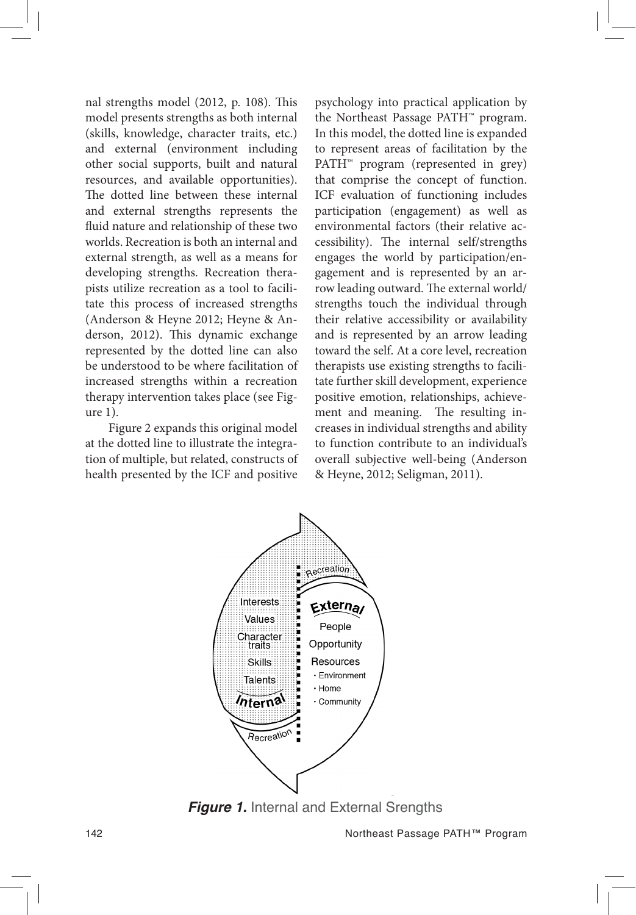nal strengths model (2012, p. 108). This model presents strengths as both internal (skills, knowledge, character traits, etc.) and external (environment including other social supports, built and natural resources, and available opportunities). The dotted line between these internal and external strengths represents the fluid nature and relationship of these two worlds. Recreation is both an internal and external strength, as well as a means for developing strengths. Recreation therapists utilize recreation as a tool to facilitate this process of increased strengths (Anderson & Heyne 2012; Heyne & Anderson, 2012). This dynamic exchange represented by the dotted line can also be understood to be where facilitation of increased strengths within a recreation therapy intervention takes place (see Figure 1).

Figure 2 expands this original model at the dotted line to illustrate the integration of multiple, but related, constructs of health presented by the ICF and positive psychology into practical application by the Northeast Passage PATH™ program. In this model, the dotted line is expanded to represent areas of facilitation by the PATH™ program (represented in grey) that comprise the concept of function. ICF evaluation of functioning includes participation (engagement) as well as environmental factors (their relative accessibility). The internal self/strengths engages the world by participation/engagement and is represented by an arrow leading outward. The external world/strengths touch the individual through their relative accessibility or availability and is represented by an arrow leading toward the self. At a core level, recreation therapists use existing strengths to facilitate further skill development, experience positive emotion, relationships, achievement and meaning. The resulting increases in individual strengths and ability to function contribute to an individual's overall subjective well-being (Anderson & Heyne, 2012; Seligman, 2011).

Recreation

Interests
Values
Character traits
Skills
Talents
Internal

External
People
Opportunity
Resources
• Environment
• Home
• Community

Recreation

***Figure 1.*** Internal and External Srengths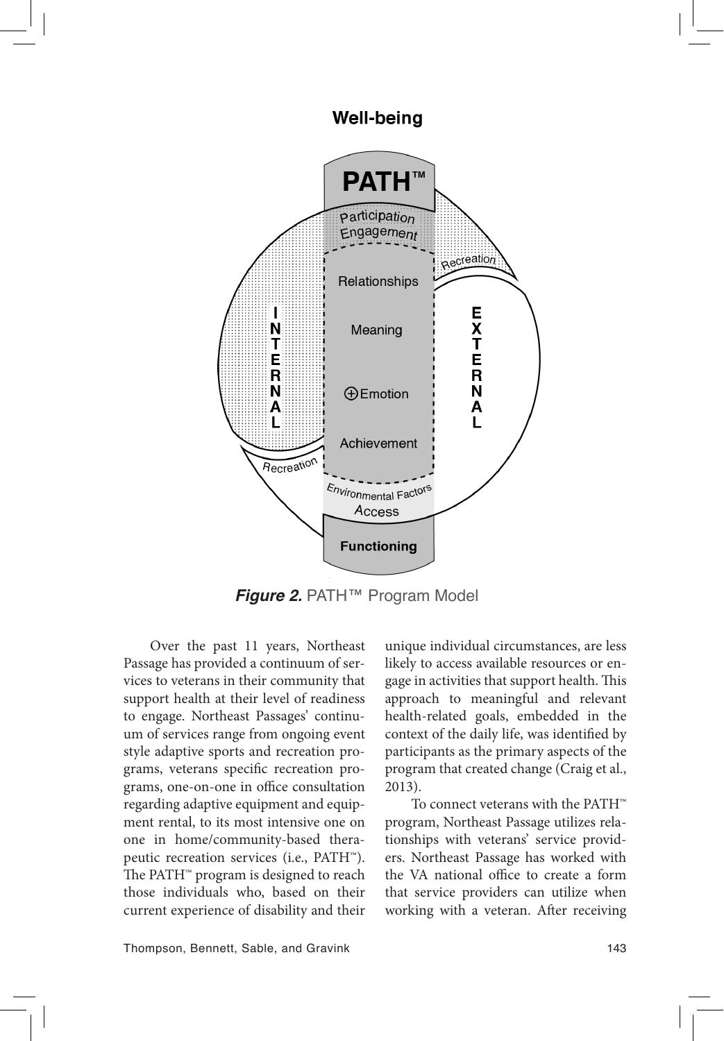**Figure 2.** PATH™ Program Model

Over the past 11 years, Northeast Passage has provided a continuum of services to veterans in their community that support health at their level of readiness to engage. Northeast Passages' continuum of services range from ongoing event style adaptive sports and recreation programs, veterans specific recreation programs, one-on-one in office consultation regarding adaptive equipment and equipment rental, to its most intensive one on one in home/community-based therapeutic recreation services (i.e., PATH™). The PATH™ program is designed to reach those individuals who, based on their current experience of disability and their unique individual circumstances, are less likely to access available resources or engage in activities that support health. This approach to meaningful and relevant health-related goals, embedded in the context of the daily life, was identified by participants as the primary aspects of the program that created change (Craig et al., 2013).

To connect veterans with the PATH™ program, Northeast Passage utilizes relationships with veterans' service providers. Northeast Passage has worked with the VA national office to create a form that service providers can utilize when working with a veteran. After receiving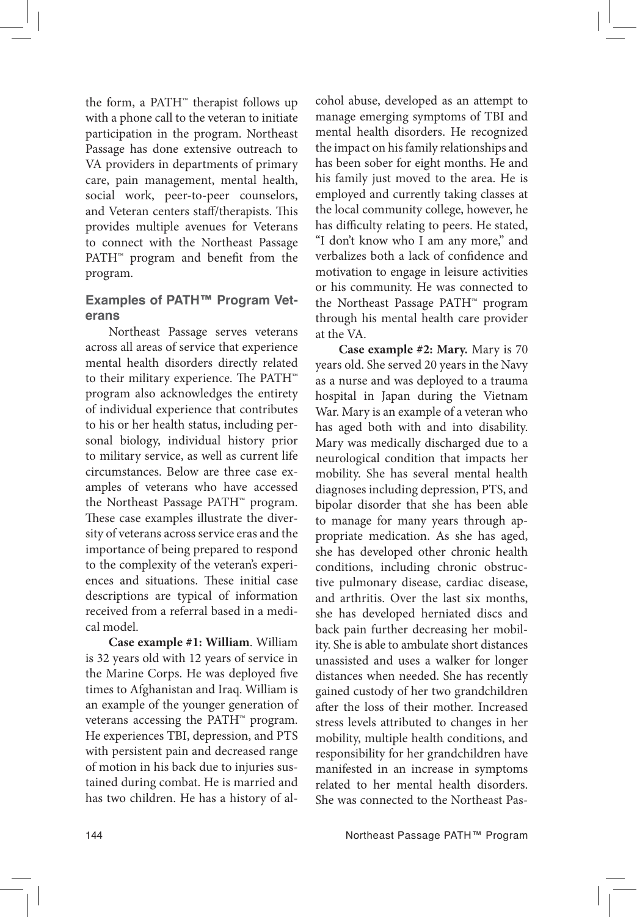the form, a PATH™ therapist follows up with a phone call to the veteran to initiate participation in the program. Northeast Passage has done extensive outreach to VA providers in departments of primary care, pain management, mental health, social work, peer-to-peer counselors, and Veteran centers staff/therapists. This provides multiple avenues for Veterans to connect with the Northeast Passage PATH™ program and benefit from the program.

### Examples of PATH™ Program Veterans

Northeast Passage serves veterans across all areas of service that experience mental health disorders directly related to their military experience. The PATH™ program also acknowledges the entirety of individual experience that contributes to his or her health status, including personal biology, individual history prior to military service, as well as current life circumstances. Below are three case examples of veterans who have accessed the Northeast Passage PATH™ program. These case examples illustrate the diversity of veterans across service eras and the importance of being prepared to respond to the complexity of the veteran's experiences and situations. These initial case descriptions are typical of information received from a referral based in a medical model.

**Case example #1: William**. William is 32 years old with 12 years of service in the Marine Corps. He was deployed five times to Afghanistan and Iraq. William is an example of the younger generation of veterans accessing the PATH™ program. He experiences TBI, depression, and PTS with persistent pain and decreased range of motion in his back due to injuries sustained during combat. He is married and has two children. He has a history of alcohol abuse, developed as an attempt to manage emerging symptoms of TBI and mental health disorders. He recognized the impact on his family relationships and has been sober for eight months. He and his family just moved to the area. He is employed and currently taking classes at the local community college, however, he has difficulty relating to peers. He stated, "I don't know who I am any more," and verbalizes both a lack of confidence and motivation to engage in leisure activities or his community. He was connected to the Northeast Passage PATH™ program through his mental health care provider at the VA.

**Case example #2: Mary.** Mary is 70 years old. She served 20 years in the Navy as a nurse and was deployed to a trauma hospital in Japan during the Vietnam War. Mary is an example of a veteran who has aged both with and into disability. Mary was medically discharged due to a neurological condition that impacts her mobility. She has several mental health diagnoses including depression, PTS, and bipolar disorder that she has been able to manage for many years through appropriate medication. As she has aged, she has developed other chronic health conditions, including chronic obstructive pulmonary disease, cardiac disease, and arthritis. Over the last six months, she has developed herniated discs and back pain further decreasing her mobility. She is able to ambulate short distances unassisted and uses a walker for longer distances when needed. She has recently gained custody of her two grandchildren after the loss of their mother. Increased stress levels attributed to changes in her mobility, multiple health conditions, and responsibility for her grandchildren have manifested in an increase in symptoms related to her mental health disorders. She was connected to the Northeast Pas-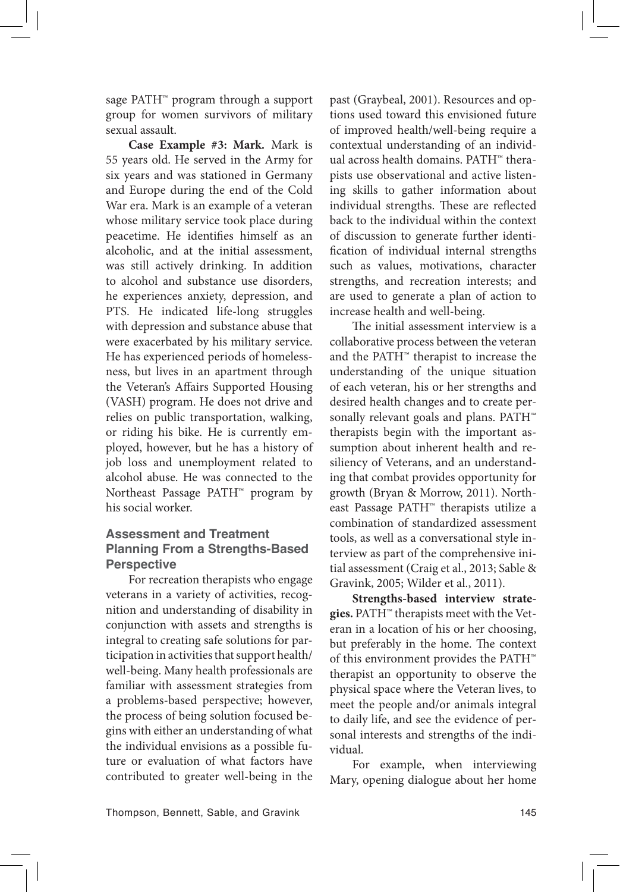sage PATH™ program through a support group for women survivors of military sexual assault.

**Case Example #3: Mark.** Mark is 55 years old. He served in the Army for six years and was stationed in Germany and Europe during the end of the Cold War era. Mark is an example of a veteran whose military service took place during peacetime. He identifies himself as an alcoholic, and at the initial assessment, was still actively drinking. In addition to alcohol and substance use disorders, he experiences anxiety, depression, and PTS. He indicated life-long struggles with depression and substance abuse that were exacerbated by his military service. He has experienced periods of homelessness, but lives in an apartment through the Veteran's Affairs Supported Housing (VASH) program. He does not drive and relies on public transportation, walking, or riding his bike. He is currently employed, however, but he has a history of job loss and unemployment related to alcohol abuse. He was connected to the Northeast Passage PATH™ program by his social worker.

### Assessment and Treatment Planning From a Strengths-Based Perspective

For recreation therapists who engage veterans in a variety of activities, recognition and understanding of disability in conjunction with assets and strengths is integral to creating safe solutions for participation in activities that support health/well-being. Many health professionals are familiar with assessment strategies from a problems-based perspective; however, the process of being solution focused begins with either an understanding of what the individual envisions as a possible future or evaluation of what factors have contributed to greater well-being in the past (Graybeal, 2001). Resources and options used toward this envisioned future of improved health/well-being require a contextual understanding of an individual across health domains. PATH™ therapists use observational and active listening skills to gather information about individual strengths. These are reflected back to the individual within the context of discussion to generate further identification of individual internal strengths such as values, motivations, character strengths, and recreation interests; and are used to generate a plan of action to increase health and well-being.

The initial assessment interview is a collaborative process between the veteran and the PATH™ therapist to increase the understanding of the unique situation of each veteran, his or her strengths and desired health changes and to create personally relevant goals and plans. PATH™ therapists begin with the important assumption about inherent health and resiliency of Veterans, and an understanding that combat provides opportunity for growth (Bryan & Morrow, 2011). Northeast Passage PATH™ therapists utilize a combination of standardized assessment tools, as well as a conversational style interview as part of the comprehensive initial assessment (Craig et al., 2013; Sable & Gravink, 2005; Wilder et al., 2011).

**Strengths-based interview strategies.** PATH™ therapists meet with the Veteran in a location of his or her choosing, but preferably in the home. The context of this environment provides the PATH™ therapist an opportunity to observe the physical space where the Veteran lives, to meet the people and/or animals integral to daily life, and see the evidence of personal interests and strengths of the individual.

For example, when interviewing Mary, opening dialogue about her home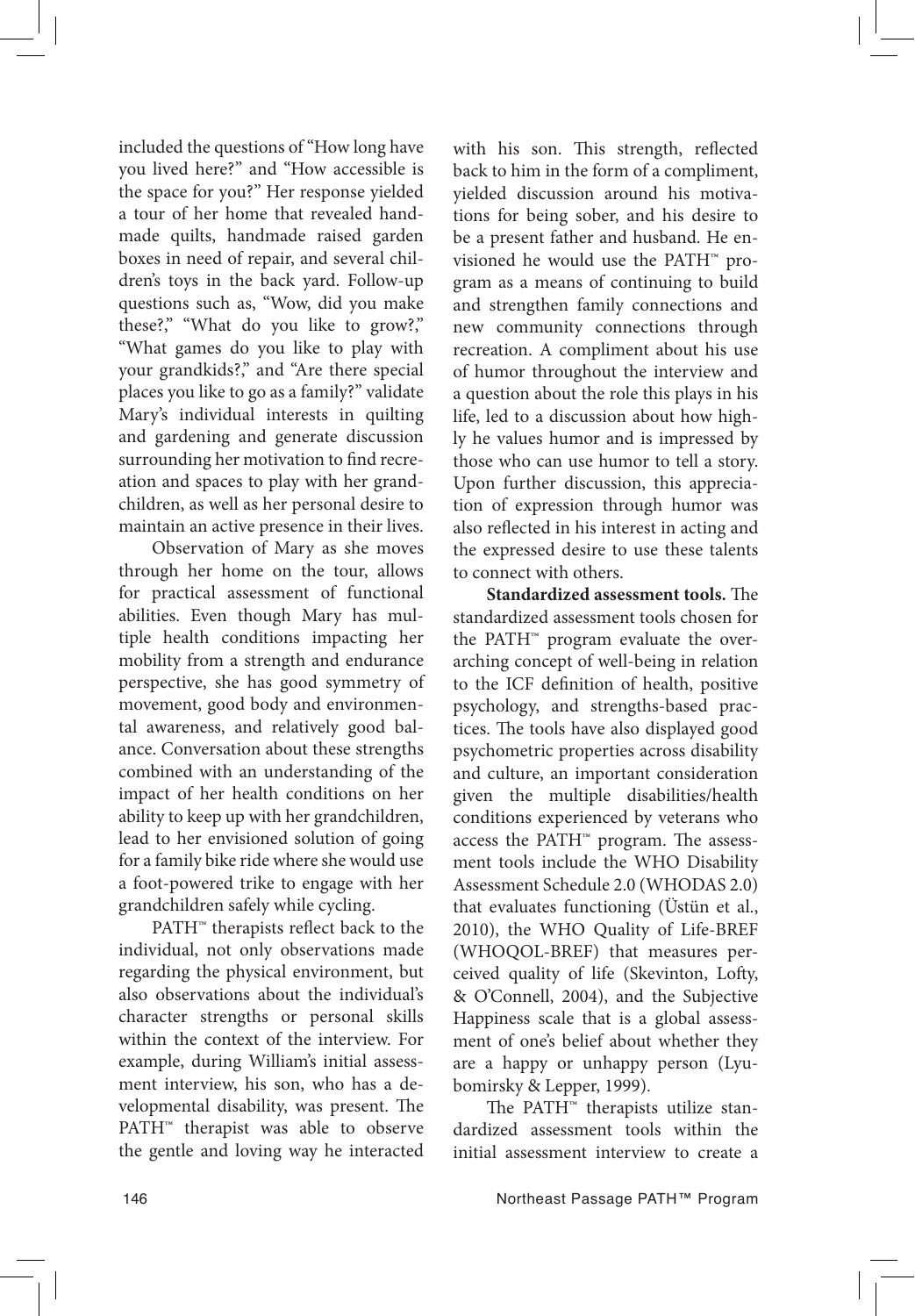included the questions of "How long have you lived here?" and "How accessible is the space for you?" Her response yielded a tour of her home that revealed handmade quilts, handmade raised garden boxes in need of repair, and several children's toys in the back yard. Follow-up questions such as, "Wow, did you make these?," "What do you like to grow?," "What games do you like to play with your grandkids?," and "Are there special places you like to go as a family?" validate Mary's individual interests in quilting and gardening and generate discussion surrounding her motivation to find recreation and spaces to play with her grandchildren, as well as her personal desire to maintain an active presence in their lives.

Observation of Mary as she moves through her home on the tour, allows for practical assessment of functional abilities. Even though Mary has multiple health conditions impacting her mobility from a strength and endurance perspective, she has good symmetry of movement, good body and environmental awareness, and relatively good balance. Conversation about these strengths combined with an understanding of the impact of her health conditions on her ability to keep up with her grandchildren, lead to her envisioned solution of going for a family bike ride where she would use a foot-powered trike to engage with her grandchildren safely while cycling.

PATH™ therapists reflect back to the individual, not only observations made regarding the physical environment, but also observations about the individual's character strengths or personal skills within the context of the interview. For example, during William's initial assessment interview, his son, who has a developmental disability, was present. The PATH™ therapist was able to observe the gentle and loving way he interacted with his son. This strength, reflected back to him in the form of a compliment, yielded discussion around his motivations for being sober, and his desire to be a present father and husband. He envisioned he would use the PATH™ program as a means of continuing to build and strengthen family connections and new community connections through recreation. A compliment about his use of humor throughout the interview and a question about the role this plays in his life, led to a discussion about how highly he values humor and is impressed by those who can use humor to tell a story. Upon further discussion, this appreciation of expression through humor was also reflected in his interest in acting and the expressed desire to use these talents to connect with others.

**Standardized assessment tools.** The standardized assessment tools chosen for the PATH™ program evaluate the overarching concept of well-being in relation to the ICF definition of health, positive psychology, and strengths-based practices. The tools have also displayed good psychometric properties across disability and culture, an important consideration given the multiple disabilities/health conditions experienced by veterans who access the PATH™ program. The assessment tools include the WHO Disability Assessment Schedule 2.0 (WHODAS 2.0) that evaluates functioning (Üstün et al., 2010), the WHO Quality of Life-BREF (WHOQOL-BREF) that measures perceived quality of life (Skevinton, Lofty, & O'Connell, 2004), and the Subjective Happiness scale that is a global assessment of one's belief about whether they are a happy or unhappy person (Lyubomirsky & Lepper, 1999).

The PATH™ therapists utilize standardized assessment tools within the initial assessment interview to create a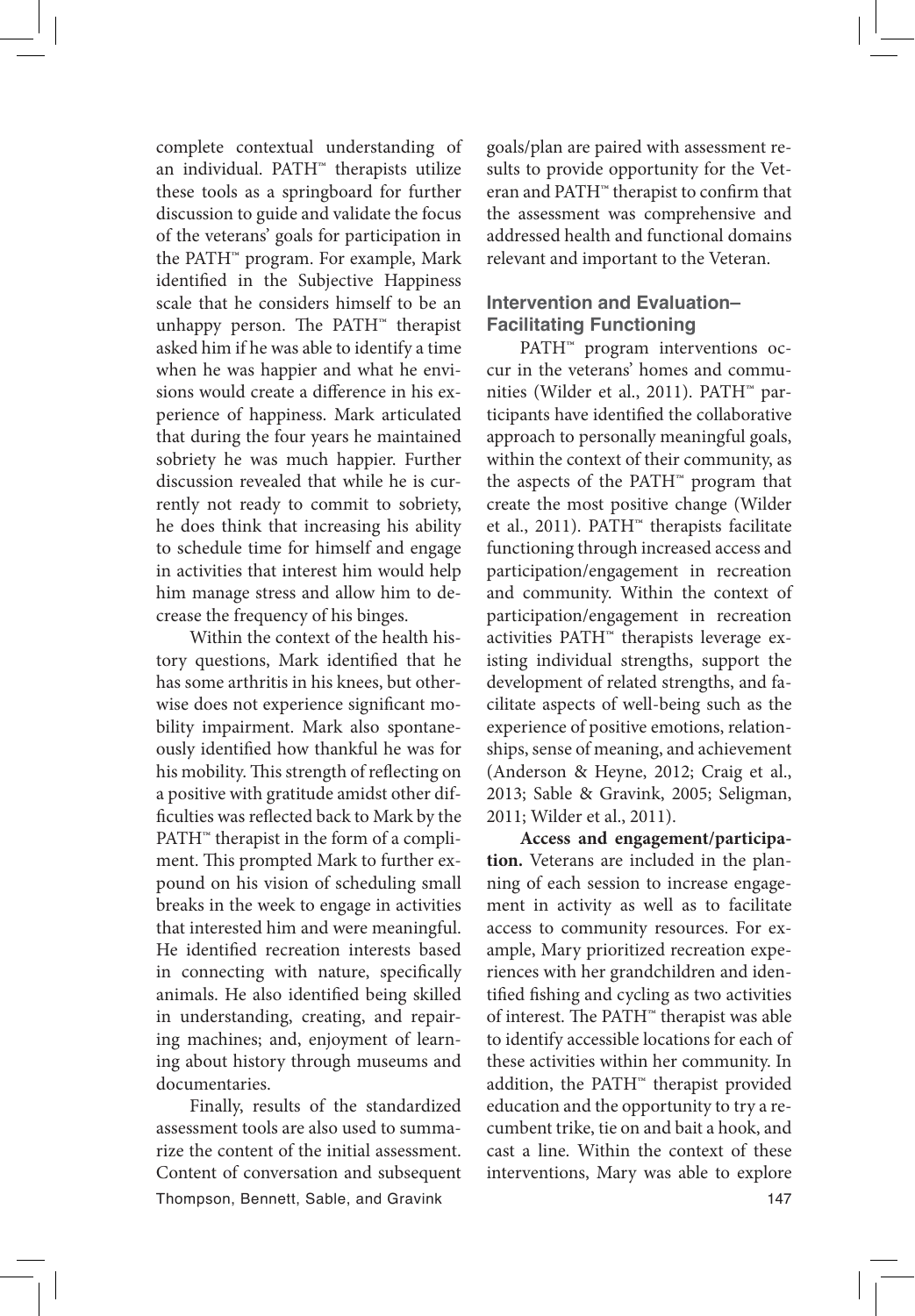complete contextual understanding of an individual. PATH™ therapists utilize these tools as a springboard for further discussion to guide and validate the focus of the veterans' goals for participation in the PATH™ program. For example, Mark identified in the Subjective Happiness scale that he considers himself to be an unhappy person. The PATH™ therapist asked him if he was able to identify a time when he was happier and what he envisions would create a difference in his experience of happiness. Mark articulated that during the four years he maintained sobriety he was much happier. Further discussion revealed that while he is currently not ready to commit to sobriety, he does think that increasing his ability to schedule time for himself and engage in activities that interest him would help him manage stress and allow him to decrease the frequency of his binges.

Within the context of the health history questions, Mark identified that he has some arthritis in his knees, but otherwise does not experience significant mobility impairment. Mark also spontaneously identified how thankful he was for his mobility. This strength of reflecting on a positive with gratitude amidst other difficulties was reflected back to Mark by the PATH™ therapist in the form of a compliment. This prompted Mark to further expound on his vision of scheduling small breaks in the week to engage in activities that interested him and were meaningful. He identified recreation interests based in connecting with nature, specifically animals. He also identified being skilled in understanding, creating, and repairing machines; and, enjoyment of learning about history through museums and documentaries.

Finally, results of the standardized assessment tools are also used to summarize the content of the initial assessment. Content of conversation and subsequent goals/plan are paired with assessment results to provide opportunity for the Veteran and PATH™ therapist to confirm that the assessment was comprehensive and addressed health and functional domains relevant and important to the Veteran.

### Intervention and Evaluation–Facilitating Functioning

PATH™ program interventions occur in the veterans' homes and communities (Wilder et al., 2011). PATH™ participants have identified the collaborative approach to personally meaningful goals, within the context of their community, as the aspects of the PATH™ program that create the most positive change (Wilder et al., 2011). PATH™ therapists facilitate functioning through increased access and participation/engagement in recreation and community. Within the context of participation/engagement in recreation activities PATH™ therapists leverage existing individual strengths, support the development of related strengths, and facilitate aspects of well-being such as the experience of positive emotions, relationships, sense of meaning, and achievement (Anderson & Heyne, 2012; Craig et al., 2013; Sable & Gravink, 2005; Seligman, 2011; Wilder et al., 2011).

**Access and engagement/participation.** Veterans are included in the planning of each session to increase engagement in activity as well as to facilitate access to community resources. For example, Mary prioritized recreation experiences with her grandchildren and identified fishing and cycling as two activities of interest. The PATH™ therapist was able to identify accessible locations for each of these activities within her community. In addition, the PATH™ therapist provided education and the opportunity to try a recumbent trike, tie on and bait a hook, and cast a line. Within the context of these interventions, Mary was able to explore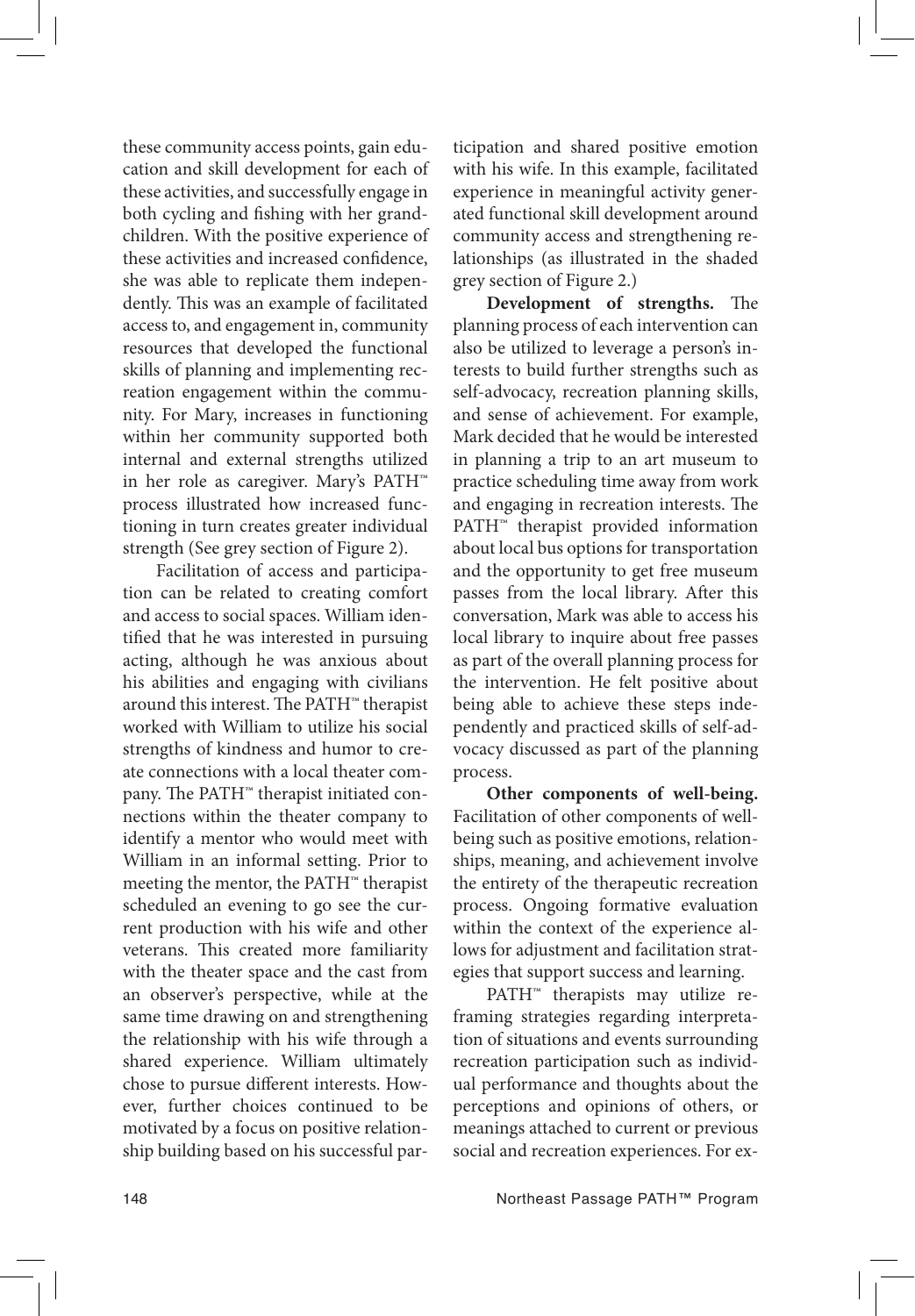these community access points, gain education and skill development for each of these activities, and successfully engage in both cycling and fishing with her grandchildren. With the positive experience of these activities and increased confidence, she was able to replicate them independently. This was an example of facilitated access to, and engagement in, community resources that developed the functional skills of planning and implementing recreation engagement within the community. For Mary, increases in functioning within her community supported both internal and external strengths utilized in her role as caregiver. Mary's PATH™ process illustrated how increased functioning in turn creates greater individual strength (See grey section of Figure 2).

Facilitation of access and participation can be related to creating comfort and access to social spaces. William identified that he was interested in pursuing acting, although he was anxious about his abilities and engaging with civilians around this interest. The PATH™ therapist worked with William to utilize his social strengths of kindness and humor to create connections with a local theater company. The PATH™ therapist initiated connections within the theater company to identify a mentor who would meet with William in an informal setting. Prior to meeting the mentor, the PATH™ therapist scheduled an evening to go see the current production with his wife and other veterans. This created more familiarity with the theater space and the cast from an observer's perspective, while at the same time drawing on and strengthening the relationship with his wife through a shared experience. William ultimately chose to pursue different interests. However, further choices continued to be motivated by a focus on positive relationship building based on his successful participation and shared positive emotion with his wife. In this example, facilitated experience in meaningful activity generated functional skill development around community access and strengthening relationships (as illustrated in the shaded grey section of Figure 2.)

**Development of strengths.** The planning process of each intervention can also be utilized to leverage a person's interests to build further strengths such as self-advocacy, recreation planning skills, and sense of achievement. For example, Mark decided that he would be interested in planning a trip to an art museum to practice scheduling time away from work and engaging in recreation interests. The PATH™ therapist provided information about local bus options for transportation and the opportunity to get free museum passes from the local library. After this conversation, Mark was able to access his local library to inquire about free passes as part of the overall planning process for the intervention. He felt positive about being able to achieve these steps independently and practiced skills of self-advocacy discussed as part of the planning process.

**Other components of well-being.** Facilitation of other components of well-being such as positive emotions, relationships, meaning, and achievement involve the entirety of the therapeutic recreation process. Ongoing formative evaluation within the context of the experience allows for adjustment and facilitation strategies that support success and learning.

PATH™ therapists may utilize reframing strategies regarding interpretation of situations and events surrounding recreation participation such as individual performance and thoughts about the perceptions and opinions of others, or meanings attached to current or previous social and recreation experiences. For ex-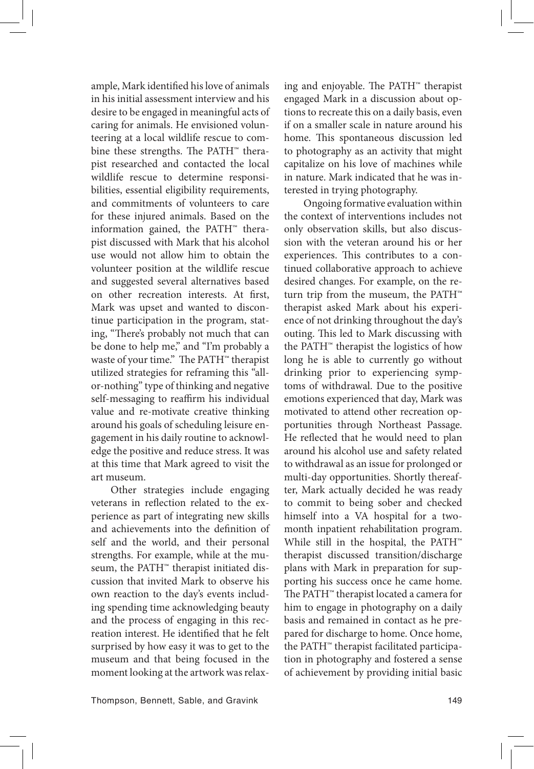ample, Mark identified his love of animals in his initial assessment interview and his desire to be engaged in meaningful acts of caring for animals. He envisioned volunteering at a local wildlife rescue to combine these strengths. The PATH™ therapist researched and contacted the local wildlife rescue to determine responsibilities, essential eligibility requirements, and commitments of volunteers to care for these injured animals. Based on the information gained, the PATH™ therapist discussed with Mark that his alcohol use would not allow him to obtain the volunteer position at the wildlife rescue and suggested several alternatives based on other recreation interests. At first, Mark was upset and wanted to discontinue participation in the program, stating, "There's probably not much that can be done to help me," and "I'm probably a waste of your time." The PATH™ therapist utilized strategies for reframing this "all-or-nothing" type of thinking and negative self-messaging to reaffirm his individual value and re-motivate creative thinking around his goals of scheduling leisure engagement in his daily routine to acknowledge the positive and reduce stress. It was at this time that Mark agreed to visit the art museum.

Other strategies include engaging veterans in reflection related to the experience as part of integrating new skills and achievements into the definition of self and the world, and their personal strengths. For example, while at the museum, the PATH™ therapist initiated discussion that invited Mark to observe his own reaction to the day's events including spending time acknowledging beauty and the process of engaging in this recreation interest. He identified that he felt surprised by how easy it was to get to the museum and that being focused in the moment looking at the artwork was relaxing and enjoyable. The PATH™ therapist engaged Mark in a discussion about options to recreate this on a daily basis, even if on a smaller scale in nature around his home. This spontaneous discussion led to photography as an activity that might capitalize on his love of machines while in nature. Mark indicated that he was interested in trying photography.

Ongoing formative evaluation within the context of interventions includes not only observation skills, but also discussion with the veteran around his or her experiences. This contributes to a continued collaborative approach to achieve desired changes. For example, on the return trip from the museum, the PATH™ therapist asked Mark about his experience of not drinking throughout the day's outing. This led to Mark discussing with the PATH™ therapist the logistics of how long he is able to currently go without drinking prior to experiencing symptoms of withdrawal. Due to the positive emotions experienced that day, Mark was motivated to attend other recreation opportunities through Northeast Passage. He reflected that he would need to plan around his alcohol use and safety related to withdrawal as an issue for prolonged or multi-day opportunities. Shortly thereafter, Mark actually decided he was ready to commit to being sober and checked himself into a VA hospital for a two-month inpatient rehabilitation program. While still in the hospital, the PATH™ therapist discussed transition/discharge plans with Mark in preparation for supporting his success once he came home. The PATH™ therapist located a camera for him to engage in photography on a daily basis and remained in contact as he prepared for discharge to home. Once home, the PATH™ therapist facilitated participation in photography and fostered a sense of achievement by providing initial basic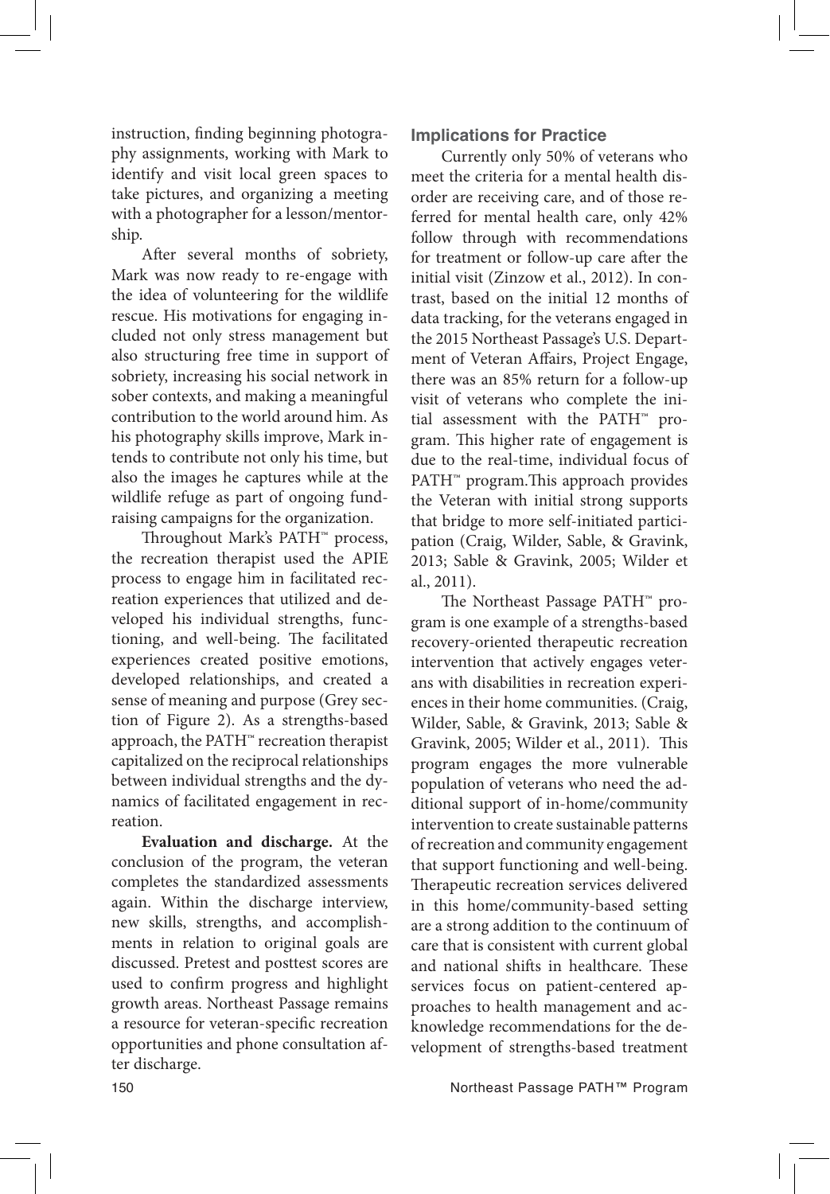instruction, finding beginning photography assignments, working with Mark to identify and visit local green spaces to take pictures, and organizing a meeting with a photographer for a lesson/mentorship.

After several months of sobriety, Mark was now ready to re-engage with the idea of volunteering for the wildlife rescue. His motivations for engaging included not only stress management but also structuring free time in support of sobriety, increasing his social network in sober contexts, and making a meaningful contribution to the world around him. As his photography skills improve, Mark intends to contribute not only his time, but also the images he captures while at the wildlife refuge as part of ongoing fundraising campaigns for the organization.

Throughout Mark's PATH™ process, the recreation therapist used the APIE process to engage him in facilitated recreation experiences that utilized and developed his individual strengths, functioning, and well-being. The facilitated experiences created positive emotions, developed relationships, and created a sense of meaning and purpose (Grey section of Figure 2). As a strengths-based approach, the PATH™ recreation therapist capitalized on the reciprocal relationships between individual strengths and the dynamics of facilitated engagement in recreation.

**Evaluation and discharge.** At the conclusion of the program, the veteran completes the standardized assessments again. Within the discharge interview, new skills, strengths, and accomplishments in relation to original goals are discussed. Pretest and posttest scores are used to confirm progress and highlight growth areas. Northeast Passage remains a resource for veteran-specific recreation opportunities and phone consultation after discharge.

### Implications for Practice

Currently only 50% of veterans who meet the criteria for a mental health disorder are receiving care, and of those referred for mental health care, only 42% follow through with recommendations for treatment or follow-up care after the initial visit (Zinzow et al., 2012). In contrast, based on the initial 12 months of data tracking, for the veterans engaged in the 2015 Northeast Passage's U.S. Department of Veteran Affairs, Project Engage, there was an 85% return for a follow-up visit of veterans who complete the initial assessment with the PATH™ program. This higher rate of engagement is due to the real-time, individual focus of PATH™ program.This approach provides the Veteran with initial strong supports that bridge to more self-initiated participation (Craig, Wilder, Sable, & Gravink, 2013; Sable & Gravink, 2005; Wilder et al., 2011).

The Northeast Passage PATH™ program is one example of a strengths-based recovery-oriented therapeutic recreation intervention that actively engages veterans with disabilities in recreation experiences in their home communities. (Craig, Wilder, Sable, & Gravink, 2013; Sable & Gravink, 2005; Wilder et al., 2011). This program engages the more vulnerable population of veterans who need the additional support of in-home/community intervention to create sustainable patterns of recreation and community engagement that support functioning and well-being. Therapeutic recreation services delivered in this home/community-based setting are a strong addition to the continuum of care that is consistent with current global and national shifts in healthcare. These services focus on patient-centered approaches to health management and acknowledge recommendations for the development of strengths-based treatment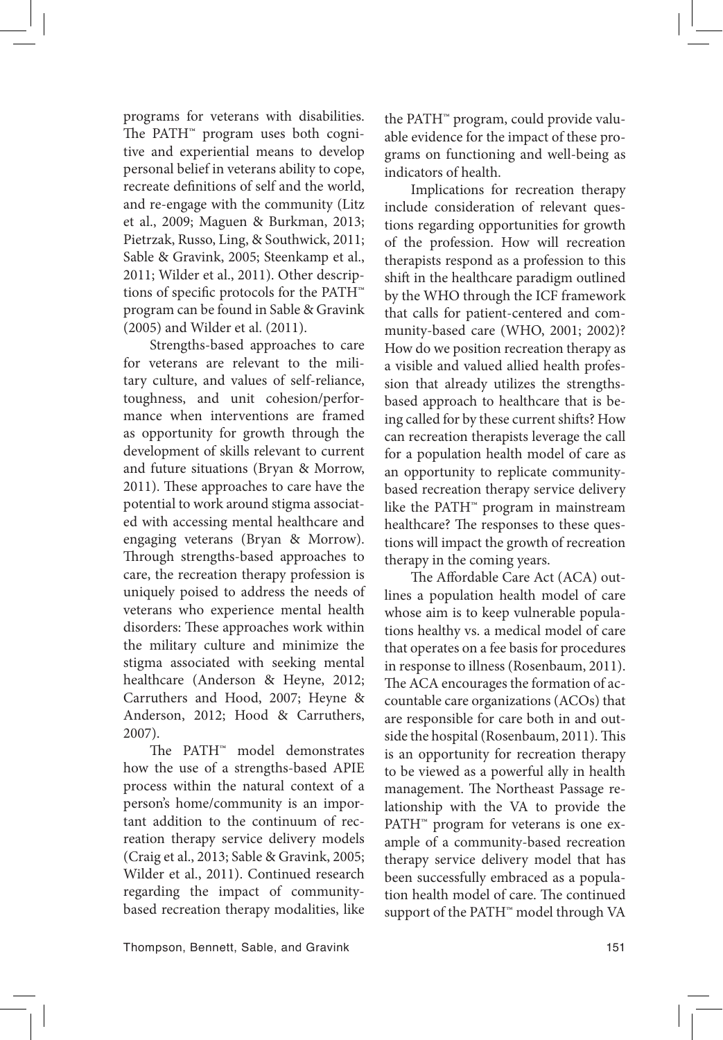programs for veterans with disabilities. The PATH™ program uses both cognitive and experiential means to develop personal belief in veterans ability to cope, recreate definitions of self and the world, and re-engage with the community (Litz et al., 2009; Maguen & Burkman, 2013; Pietrzak, Russo, Ling, & Southwick, 2011; Sable & Gravink, 2005; Steenkamp et al., 2011; Wilder et al., 2011). Other descriptions of specific protocols for the PATH™ program can be found in Sable & Gravink (2005) and Wilder et al. (2011).

Strengths-based approaches to care for veterans are relevant to the military culture, and values of self-reliance, toughness, and unit cohesion/performance when interventions are framed as opportunity for growth through the development of skills relevant to current and future situations (Bryan & Morrow, 2011). These approaches to care have the potential to work around stigma associated with accessing mental healthcare and engaging veterans (Bryan & Morrow). Through strengths-based approaches to care, the recreation therapy profession is uniquely poised to address the needs of veterans who experience mental health disorders: These approaches work within the military culture and minimize the stigma associated with seeking mental healthcare (Anderson & Heyne, 2012; Carruthers and Hood, 2007; Heyne & Anderson, 2012; Hood & Carruthers, 2007).

The PATH™ model demonstrates how the use of a strengths-based APIE process within the natural context of a person's home/community is an important addition to the continuum of recreation therapy service delivery models (Craig et al., 2013; Sable & Gravink, 2005; Wilder et al., 2011). Continued research regarding the impact of community-based recreation therapy modalities, like the PATH™ program, could provide valuable evidence for the impact of these programs on functioning and well-being as indicators of health.

Implications for recreation therapy include consideration of relevant questions regarding opportunities for growth of the profession. How will recreation therapists respond as a profession to this shift in the healthcare paradigm outlined by the WHO through the ICF framework that calls for patient-centered and community-based care (WHO, 2001; 2002)? How do we position recreation therapy as a visible and valued allied health profession that already utilizes the strengths-based approach to healthcare that is being called for by these current shifts? How can recreation therapists leverage the call for a population health model of care as an opportunity to replicate community-based recreation therapy service delivery like the PATH™ program in mainstream healthcare? The responses to these questions will impact the growth of recreation therapy in the coming years.

The Affordable Care Act (ACA) outlines a population health model of care whose aim is to keep vulnerable populations healthy vs. a medical model of care that operates on a fee basis for procedures in response to illness (Rosenbaum, 2011). The ACA encourages the formation of accountable care organizations (ACOs) that are responsible for care both in and outside the hospital (Rosenbaum, 2011). This is an opportunity for recreation therapy to be viewed as a powerful ally in health management. The Northeast Passage relationship with the VA to provide the PATH™ program for veterans is one example of a community-based recreation therapy service delivery model that has been successfully embraced as a population health model of care. The continued support of the PATH™ model through VA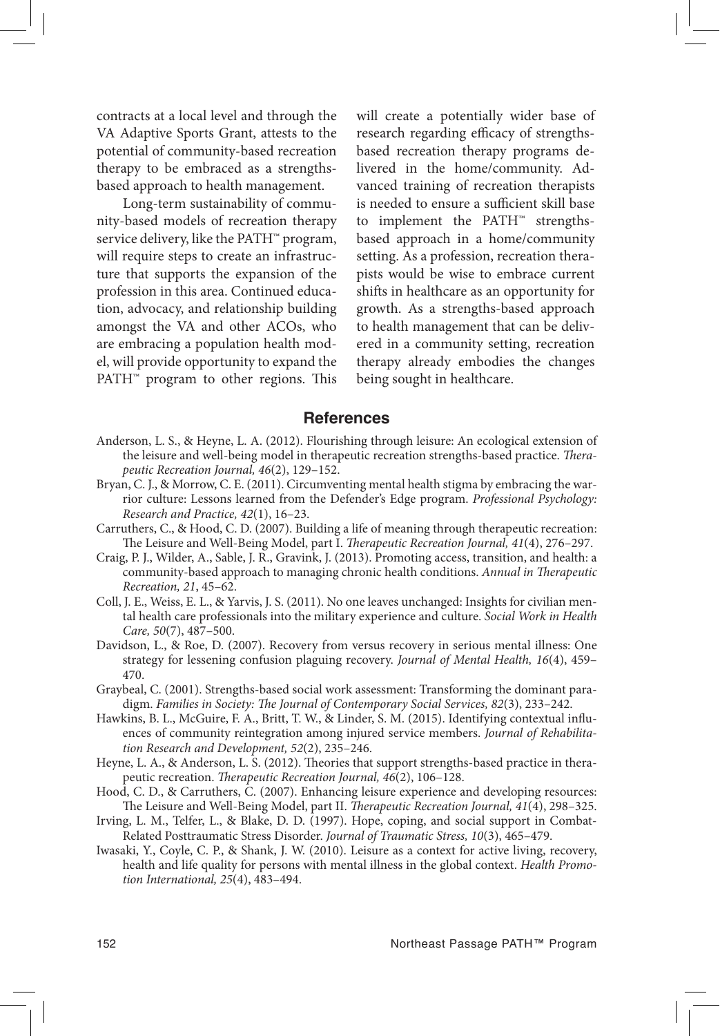contracts at a local level and through the VA Adaptive Sports Grant, attests to the potential of community-based recreation therapy to be embraced as a strengths-based approach to health management.

Long-term sustainability of community-based models of recreation therapy service delivery, like the PATH™ program, will require steps to create an infrastructure that supports the expansion of the profession in this area. Continued education, advocacy, and relationship building amongst the VA and other ACOs, who are embracing a population health model, will provide opportunity to expand the PATH™ program to other regions. This will create a potentially wider base of research regarding efficacy of strengths-based recreation therapy programs delivered in the home/community. Advanced training of recreation therapists is needed to ensure a sufficient skill base to implement the PATH™ strengths-based approach in a home/community setting. As a profession, recreation therapists would be wise to embrace current shifts in healthcare as an opportunity for growth. As a strengths-based approach to health management that can be delivered in a community setting, recreation therapy already embodies the changes being sought in healthcare.

## References

Anderson, L. S., & Heyne, L. A. (2012). Flourishing through leisure: An ecological extension of the leisure and well-being model in therapeutic recreation strengths-based practice. *Therapeutic Recreation Journal, 46*(2), 129–152.

Bryan, C. J., & Morrow, C. E. (2011). Circumventing mental health stigma by embracing the warrior culture: Lessons learned from the Defender's Edge program. *Professional Psychology: Research and Practice, 42*(1), 16–23.

Carruthers, C., & Hood, C. D. (2007). Building a life of meaning through therapeutic recreation: The Leisure and Well-Being Model, part I. *Therapeutic Recreation Journal, 41*(4), 276–297.

Craig, P. J., Wilder, A., Sable, J. R., Gravink, J. (2013). Promoting access, transition, and health: a community-based approach to managing chronic health conditions. *Annual in Therapeutic Recreation, 21*, 45–62.

Coll, J. E., Weiss, E. L., & Yarvis, J. S. (2011). No one leaves unchanged: Insights for civilian mental health care professionals into the military experience and culture. *Social Work in Health Care, 50*(7), 487–500.

Davidson, L., & Roe, D. (2007). Recovery from versus recovery in serious mental illness: One strategy for lessening confusion plaguing recovery. *Journal of Mental Health, 16*(4), 459–470.

Graybeal, C. (2001). Strengths-based social work assessment: Transforming the dominant paradigm. *Families in Society: The Journal of Contemporary Social Services, 82*(3), 233–242.

Hawkins, B. L., McGuire, F. A., Britt, T. W., & Linder, S. M. (2015). Identifying contextual influences of community reintegration among injured service members. *Journal of Rehabilitation Research and Development, 52*(2), 235–246.

Heyne, L. A., & Anderson, L. S. (2012). Theories that support strengths-based practice in therapeutic recreation. *Therapeutic Recreation Journal, 46*(2), 106–128.

Hood, C. D., & Carruthers, C. (2007). Enhancing leisure experience and developing resources: The Leisure and Well-Being Model, part II. *Therapeutic Recreation Journal, 41*(4), 298–325.

Irving, L. M., Telfer, L., & Blake, D. D. (1997). Hope, coping, and social support in Combat-Related Posttraumatic Stress Disorder. *Journal of Traumatic Stress, 10*(3), 465–479.

Iwasaki, Y., Coyle, C. P., & Shank, J. W. (2010). Leisure as a context for active living, recovery, health and life quality for persons with mental illness in the global context. *Health Promotion International, 25*(4), 483–494.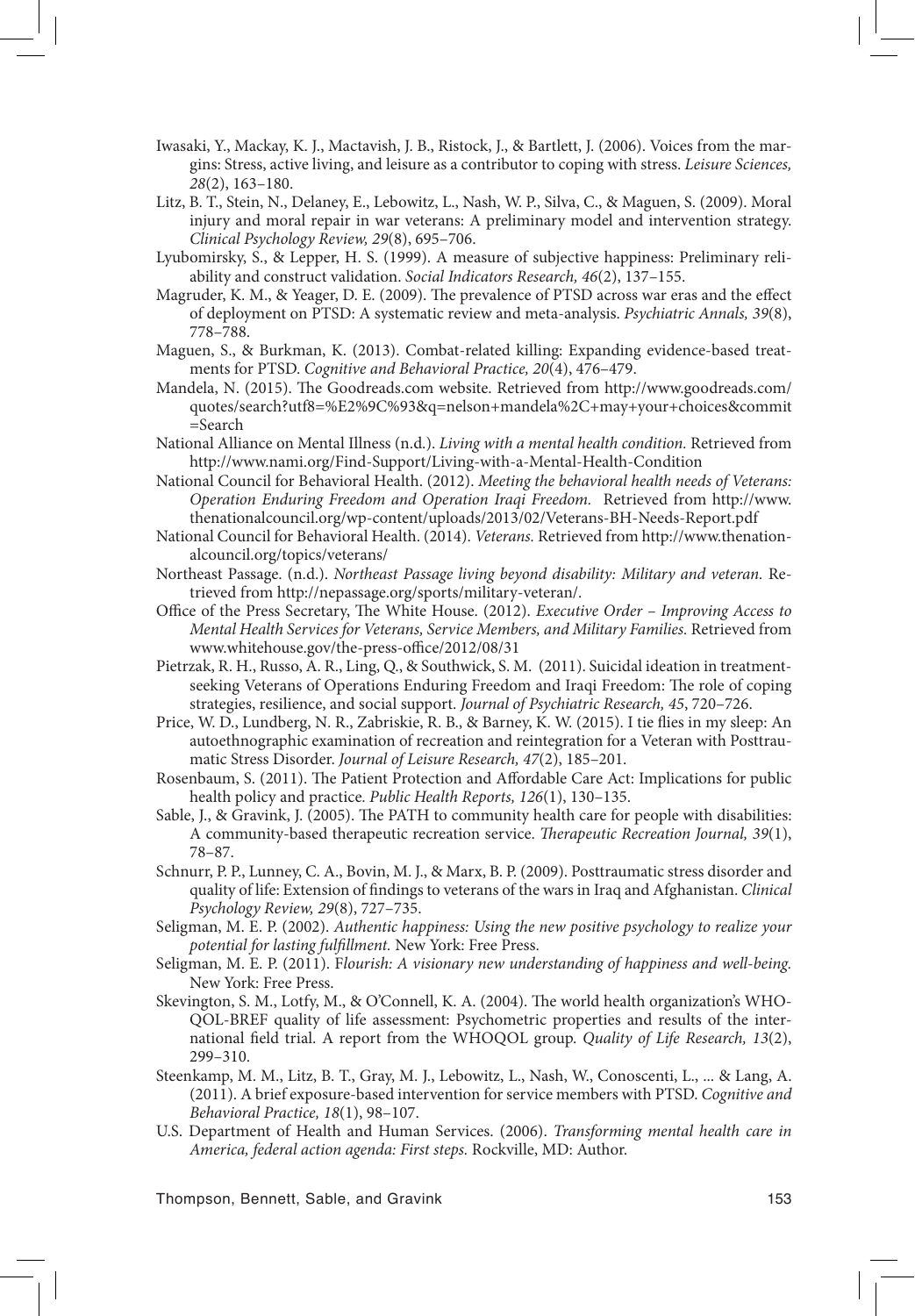Iwasaki, Y., Mackay, K. J., Mactavish, J. B., Ristock, J., & Bartlett, J. (2006). Voices from the margins: Stress, active living, and leisure as a contributor to coping with stress. *Leisure Sciences, 28*(2), 163–180.

Litz, B. T., Stein, N., Delaney, E., Lebowitz, L., Nash, W. P., Silva, C., & Maguen, S. (2009). Moral injury and moral repair in war veterans: A preliminary model and intervention strategy. *Clinical Psychology Review, 29*(8), 695–706.

Lyubomirsky, S., & Lepper, H. S. (1999). A measure of subjective happiness: Preliminary reliability and construct validation. *Social Indicators Research, 46*(2), 137–155.

Magruder, K. M., & Yeager, D. E. (2009). The prevalence of PTSD across war eras and the effect of deployment on PTSD: A systematic review and meta-analysis. *Psychiatric Annals, 39*(8), 778–788.

Maguen, S., & Burkman, K. (2013). Combat-related killing: Expanding evidence-based treatments for PTSD. *Cognitive and Behavioral Practice, 20*(4), 476–479.

Mandela, N. (2015). The Goodreads.com website. Retrieved from http://www.goodreads.com/quotes/search?utf8=%E2%9C%93&q=nelson+mandela%2C+may+your+choices&commit=Search

National Alliance on Mental Illness (n.d.). *Living with a mental health condition.* Retrieved from http://www.nami.org/Find-Support/Living-with-a-Mental-Health-Condition

National Council for Behavioral Health. (2012). *Meeting the behavioral health needs of Veterans: Operation Enduring Freedom and Operation Iraqi Freedom.* Retrieved from http://www.thenationalcouncil.org/wp-content/uploads/2013/02/Veterans-BH-Needs-Report.pdf

National Council for Behavioral Health. (2014). *Veterans.* Retrieved from http://www.thenationalcouncil.org/topics/veterans/

Northeast Passage. (n.d.). *Northeast Passage living beyond disability: Military and veteran.* Retrieved from http://nepassage.org/sports/military-veteran/.

Office of the Press Secretary, The White House. (2012). *Executive Order – Improving Access to Mental Health Services for Veterans, Service Members, and Military Families.* Retrieved from www.whitehouse.gov/the-press-office/2012/08/31

Pietrzak, R. H., Russo, A. R., Ling, Q., & Southwick, S. M. (2011). Suicidal ideation in treatment-seeking Veterans of Operations Enduring Freedom and Iraqi Freedom: The role of coping strategies, resilience, and social support. *Journal of Psychiatric Research, 45*, 720–726.

Price, W. D., Lundberg, N. R., Zabriskie, R. B., & Barney, K. W. (2015). I tie flies in my sleep: An autoethnographic examination of recreation and reintegration for a Veteran with Posttraumatic Stress Disorder. *Journal of Leisure Research, 47*(2), 185–201.

Rosenbaum, S. (2011). The Patient Protection and Affordable Care Act: Implications for public health policy and practice. *Public Health Reports, 126*(1), 130–135.

Sable, J., & Gravink, J. (2005). The PATH to community health care for people with disabilities: A community-based therapeutic recreation service. *Therapeutic Recreation Journal, 39*(1), 78–87.

Schnurr, P. P., Lunney, C. A., Bovin, M. J., & Marx, B. P. (2009). Posttraumatic stress disorder and quality of life: Extension of findings to veterans of the wars in Iraq and Afghanistan. *Clinical Psychology Review, 29*(8), 727–735.

Seligman, M. E. P. (2002). *Authentic happiness: Using the new positive psychology to realize your potential for lasting fulfillment.* New York: Free Press.

Seligman, M. E. P. (2011). F*lourish: A visionary new understanding of happiness and well-being.* New York: Free Press.

Skevington, S. M., Lotfy, M., & O'Connell, K. A. (2004). The world health organization's WHO-QOL-BREF quality of life assessment: Psychometric properties and results of the international field trial. A report from the WHOQOL group. *Quality of Life Research, 13*(2), 299–310.

Steenkamp, M. M., Litz, B. T., Gray, M. J., Lebowitz, L., Nash, W., Conoscenti, L., ... & Lang, A. (2011). A brief exposure-based intervention for service members with PTSD. *Cognitive and Behavioral Practice, 18*(1), 98–107.

U.S. Department of Health and Human Services. (2006). *Transforming mental health care in America, federal action agenda: First steps.* Rockville, MD: Author.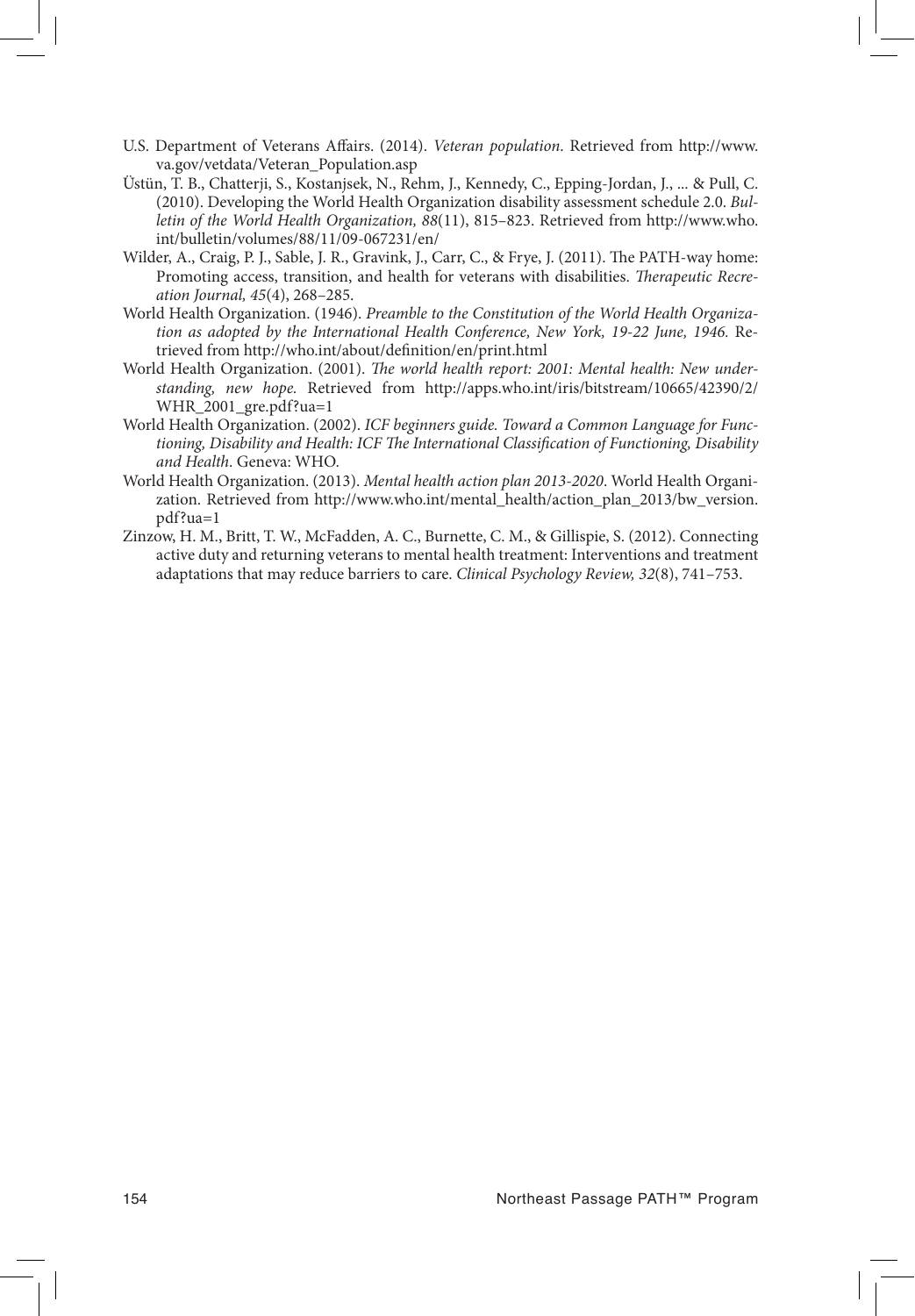U.S. Department of Veterans Affairs. (2014). *Veteran population*. Retrieved from http://www.va.gov/vetdata/Veteran_Population.asp

Üstün, T. B., Chatterji, S., Kostanjsek, N., Rehm, J., Kennedy, C., Epping-Jordan, J., ... & Pull, C. (2010). Developing the World Health Organization disability assessment schedule 2.0. *Bulletin of the World Health Organization, 88*(11), 815–823. Retrieved from http://www.who.int/bulletin/volumes/88/11/09-067231/en/

Wilder, A., Craig, P. J., Sable, J. R., Gravink, J., Carr, C., & Frye, J. (2011). The PATH-way home: Promoting access, transition, and health for veterans with disabilities. *Therapeutic Recreation Journal, 45*(4), 268–285.

World Health Organization. (1946). *Preamble to the Constitution of the World Health Organization as adopted by the International Health Conference, New York, 19-22 June, 1946.* Retrieved from http://who.int/about/definition/en/print.html

World Health Organization. (2001). *The world health report: 2001: Mental health: New understanding, new hope.* Retrieved from http://apps.who.int/iris/bitstream/10665/42390/2/WHR_2001_gre.pdf?ua=1

World Health Organization. (2002). *ICF beginners guide. Toward a Common Language for Functioning, Disability and Health: ICF The International Classification of Functioning, Disability and Health*. Geneva: WHO.

World Health Organization. (2013). *Mental health action plan 2013-2020*. World Health Organization. Retrieved from http://www.who.int/mental_health/action_plan_2013/bw_version.pdf?ua=1

Zinzow, H. M., Britt, T. W., McFadden, A. C., Burnette, C. M., & Gillispie, S. (2012). Connecting active duty and returning veterans to mental health treatment: Interventions and treatment adaptations that may reduce barriers to care. *Clinical Psychology Review, 32*(8), 741–753.